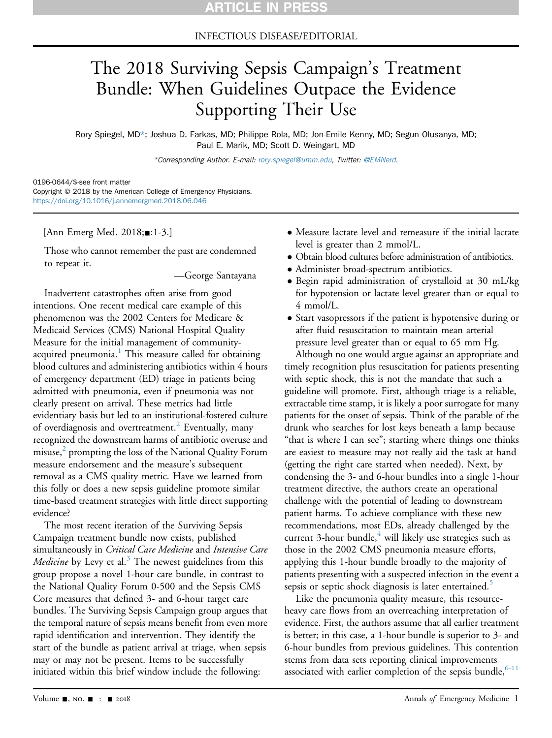INFECTIOUS DISEASE/EDITORIAL

# The 2018 Surviving Sepsis Campaign's Treatment Bundle: When Guidelines Outpace the Evidence Supporting Their Use

Rory Spiegel, MD*; Joshua D. Farkas, MD; Philippe Rola, MD; Jon-Emile Kenny, MD; Segun Olusanya, MD; Paul E. Marik, MD; Scott D. Weingart, MD

*Corresponding Author. E-mail: rory.spiegel@umm.edu, Twitter: @EMNerd.

0196-0644/$-see front matter
Copyright © 2018 by the American College of Emergency Physicians.
https://doi.org/10.1016/j.annemergmed.2018.06.046

[Ann Emerg Med. 2018;■:1-3.]

Those who cannot remember the past are condemned to repeat it.

—George Santayana

Inadvertent catastrophes often arise from good intentions. One recent medical care example of this phenomenon was the 2002 Centers for Medicare & Medicaid Services (CMS) National Hospital Quality Measure for the initial management of community-acquired pneumonia.[1] This measure called for obtaining blood cultures and administering antibiotics within 4 hours of emergency department (ED) triage in patients being admitted with pneumonia, even if pneumonia was not clearly present on arrival. These metrics had little evidentiary basis but led to an institutional-fostered culture of overdiagnosis and overtreatment.[2] Eventually, many recognized the downstream harms of antibiotic overuse and misuse,[2] prompting the loss of the National Quality Forum measure endorsement and the measure's subsequent removal as a CMS quality metric. Have we learned from this folly or does a new sepsis guideline promote similar time-based treatment strategies with little direct supporting evidence?

The most recent iteration of the Surviving Sepsis Campaign treatment bundle now exists, published simultaneously in *Critical Care Medicine* and *Intensive Care Medicine* by Levy et al.[3] The newest guidelines from this group propose a novel 1-hour care bundle, in contrast to the National Quality Forum 0-500 and the Sepsis CMS Core measures that defined 3- and 6-hour target care bundles. The Surviving Sepsis Campaign group argues that the temporal nature of sepsis means benefit from even more rapid identification and intervention. They identify the start of the bundle as patient arrival at triage, when sepsis may or may not be present. Items to be successfully initiated within this brief window include the following:

- Measure lactate level and remeasure if the initial lactate level is greater than 2 mmol/L.
- Obtain blood cultures before administration of antibiotics.
- Administer broad-spectrum antibiotics.
- Begin rapid administration of crystalloid at 30 mL/kg for hypotension or lactate level greater than or equal to 4 mmol/L.
- Start vasopressors if the patient is hypotensive during or after fluid resuscitation to maintain mean arterial pressure level greater than or equal to 65 mm Hg.

Although no one would argue against an appropriate and timely recognition plus resuscitation for patients presenting with septic shock, this is not the mandate that such a guideline will promote. First, although triage is a reliable, extractable time stamp, it is likely a poor surrogate for many patients for the onset of sepsis. Think of the parable of the drunk who searches for lost keys beneath a lamp because "that is where I can see"; starting where things one thinks are easiest to measure may not really aid the task at hand (getting the right care started when needed). Next, by condensing the 3- and 6-hour bundles into a single 1-hour treatment directive, the authors create an operational challenge with the potential of leading to downstream patient harms. To achieve compliance with these new recommendations, most EDs, already challenged by the current 3-hour bundle,[4] will likely use strategies such as those in the 2002 CMS pneumonia measure efforts, applying this 1-hour bundle broadly to the majority of patients presenting with a suspected infection in the event a sepsis or septic shock diagnosis is later entertained.[5]

Like the pneumonia quality measure, this resource-heavy care flows from an overreaching interpretation of evidence. First, the authors assume that all earlier treatment is better; in this case, a 1-hour bundle is superior to 3- and 6-hour bundles from previous guidelines. This contention stems from data sets reporting clinical improvements associated with earlier completion of the sepsis bundle,[6-11]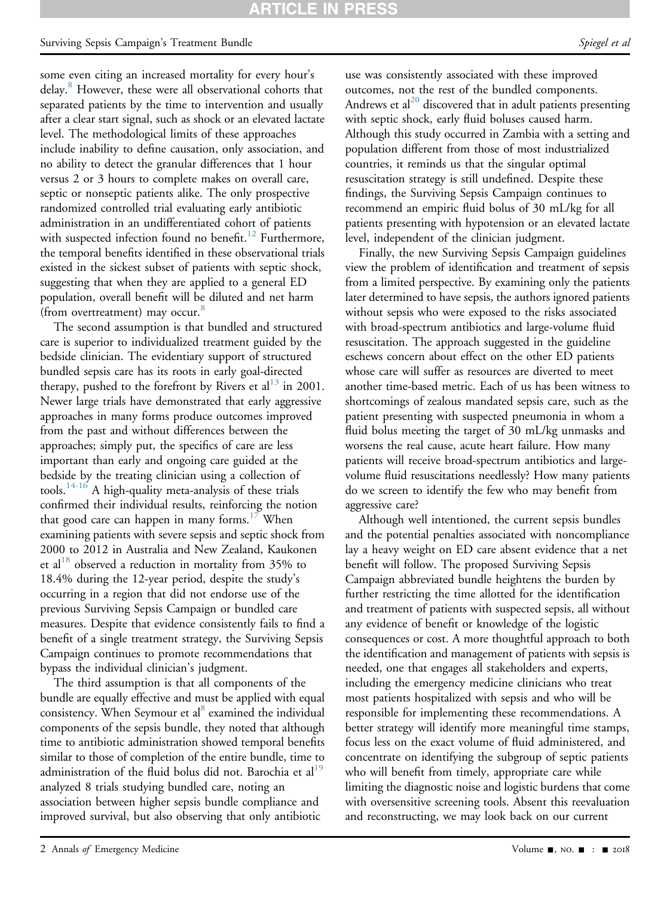some even citing an increased mortality for every hour's delay.[8] However, these were all observational cohorts that separated patients by the time to intervention and usually after a clear start signal, such as shock or an elevated lactate level. The methodological limits of these approaches include inability to define causation, only association, and no ability to detect the granular differences that 1 hour versus 2 or 3 hours to complete makes on overall care, septic or nonseptic patients alike. The only prospective randomized controlled trial evaluating early antibiotic administration in an undifferentiated cohort of patients with suspected infection found no benefit.[12] Furthermore, the temporal benefits identified in these observational trials existed in the sickest subset of patients with septic shock, suggesting that when they are applied to a general ED population, overall benefit will be diluted and net harm (from overtreatment) may occur.[8]

The second assumption is that bundled and structured care is superior to individualized treatment guided by the bedside clinician. The evidentiary support of structured bundled sepsis care has its roots in early goal-directed therapy, pushed to the forefront by Rivers et al[13] in 2001. Newer large trials have demonstrated that early aggressive approaches in many forms produce outcomes improved from the past and without differences between the approaches; simply put, the specifics of care are less important than early and ongoing care guided at the bedside by the treating clinician using a collection of tools.[14-16] A high-quality meta-analysis of these trials confirmed their individual results, reinforcing the notion that good care can happen in many forms.[17] When examining patients with severe sepsis and septic shock from 2000 to 2012 in Australia and New Zealand, Kaukonen et al[18] observed a reduction in mortality from 35% to 18.4% during the 12-year period, despite the study's occurring in a region that did not endorse use of the previous Surviving Sepsis Campaign or bundled care measures. Despite that evidence consistently fails to find a benefit of a single treatment strategy, the Surviving Sepsis Campaign continues to promote recommendations that bypass the individual clinician's judgment.

The third assumption is that all components of the bundle are equally effective and must be applied with equal consistency. When Seymour et al[8] examined the individual components of the sepsis bundle, they noted that although time to antibiotic administration showed temporal benefits similar to those of completion of the entire bundle, time to administration of the fluid bolus did not. Barochia et al[19] analyzed 8 trials studying bundled care, noting an association between higher sepsis bundle compliance and improved survival, but also observing that only antibiotic use was consistently associated with these improved outcomes, not the rest of the bundled components. Andrews et al[20] discovered that in adult patients presenting with septic shock, early fluid boluses caused harm. Although this study occurred in Zambia with a setting and population different from those of most industrialized countries, it reminds us that the singular optimal resuscitation strategy is still undefined. Despite these findings, the Surviving Sepsis Campaign continues to recommend an empiric fluid bolus of 30 mL/kg for all patients presenting with hypotension or an elevated lactate level, independent of the clinician judgment.

Finally, the new Surviving Sepsis Campaign guidelines view the problem of identification and treatment of sepsis from a limited perspective. By examining only the patients later determined to have sepsis, the authors ignored patients without sepsis who were exposed to the risks associated with broad-spectrum antibiotics and large-volume fluid resuscitation. The approach suggested in the guideline eschews concern about effect on the other ED patients whose care will suffer as resources are diverted to meet another time-based metric. Each of us has been witness to shortcomings of zealous mandated sepsis care, such as the patient presenting with suspected pneumonia in whom a fluid bolus meeting the target of 30 mL/kg unmasks and worsens the real cause, acute heart failure. How many patients will receive broad-spectrum antibiotics and large-volume fluid resuscitations needlessly? How many patients do we screen to identify the few who may benefit from aggressive care?

Although well intentioned, the current sepsis bundles and the potential penalties associated with noncompliance lay a heavy weight on ED care absent evidence that a net benefit will follow. The proposed Surviving Sepsis Campaign abbreviated bundle heightens the burden by further restricting the time allotted for the identification and treatment of patients with suspected sepsis, all without any evidence of benefit or knowledge of the logistic consequences or cost. A more thoughtful approach to both the identification and management of patients with sepsis is needed, one that engages all stakeholders and experts, including the emergency medicine clinicians who treat most patients hospitalized with sepsis and who will be responsible for implementing these recommendations. A better strategy will identify more meaningful time stamps, focus less on the exact volume of fluid administered, and concentrate on identifying the subgroup of septic patients who will benefit from timely, appropriate care while limiting the diagnostic noise and logistic burdens that come with oversensitive screening tools. Absent this reevaluation and reconstructing, we may look back on our current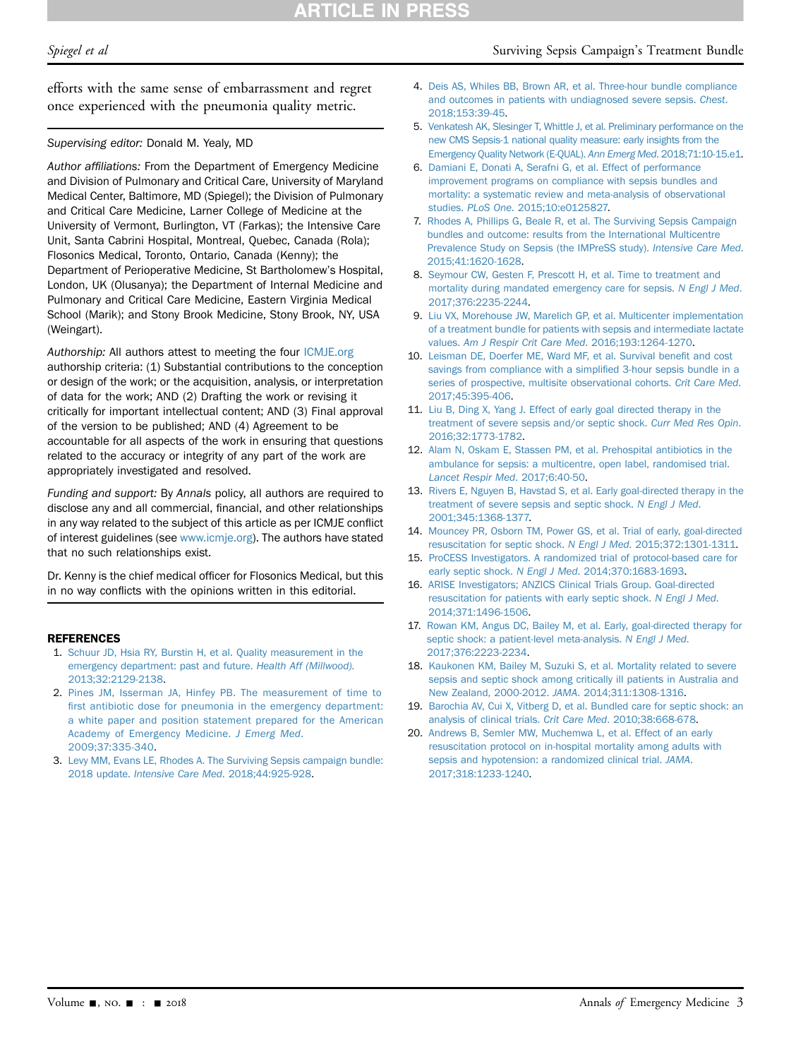efforts with the same sense of embarrassment and regret once experienced with the pneumonia quality metric.

*Supervising editor:* Donald M. Yealy, MD

*Author affiliations:* From the Department of Emergency Medicine and Division of Pulmonary and Critical Care, University of Maryland Medical Center, Baltimore, MD (Spiegel); the Division of Pulmonary and Critical Care Medicine, Larner College of Medicine at the University of Vermont, Burlington, VT (Farkas); the Intensive Care Unit, Santa Cabrini Hospital, Montreal, Quebec, Canada (Rola); Flosonics Medical, Toronto, Ontario, Canada (Kenny); the Department of Perioperative Medicine, St Bartholomew's Hospital, London, UK (Olusanya); the Department of Internal Medicine and Pulmonary and Critical Care Medicine, Eastern Virginia Medical School (Marik); and Stony Brook Medicine, Stony Brook, NY, USA (Weingart).

*Authorship:* All authors attest to meeting the four ICMJE.org authorship criteria: (1) Substantial contributions to the conception or design of the work; or the acquisition, analysis, or interpretation of data for the work; AND (2) Drafting the work or revising it critically for important intellectual content; AND (3) Final approval of the version to be published; AND (4) Agreement to be accountable for all aspects of the work in ensuring that questions related to the accuracy or integrity of any part of the work are appropriately investigated and resolved.

*Funding and support:* By *Annals* policy, all authors are required to disclose any and all commercial, financial, and other relationships in any way related to the subject of this article as per ICMJE conflict of interest guidelines (see www.icmje.org). The authors have stated that no such relationships exist.

Dr. Kenny is the chief medical officer for Flosonics Medical, but this in no way conflicts with the opinions written in this editorial.

## REFERENCES

1. Schuur JD, Hsia RY, Burstin H, et al. Quality measurement in the emergency department: past and future. *Health Aff (Millwood)*. 2013;32:2129-2138.
2. Pines JM, Isserman JA, Hinfey PB. The measurement of time to first antibiotic dose for pneumonia in the emergency department: a white paper and position statement prepared for the American Academy of Emergency Medicine. *J Emerg Med*. 2009;37:335-340.
3. Levy MM, Evans LE, Rhodes A. The Surviving Sepsis campaign bundle: 2018 update. *Intensive Care Med*. 2018;44:925-928.
4. Deis AS, Whiles BB, Brown AR, et al. Three-hour bundle compliance and outcomes in patients with undiagnosed severe sepsis. *Chest*. 2018;153:39-45.
5. Venkatesh AK, Slesinger T, Whittle J, et al. Preliminary performance on the new CMS Sepsis-1 national quality measure: early insights from the Emergency Quality Network (E-QUAL). *Ann Emerg Med*. 2018;71:10-15.e1.
6. Damiani E, Donati A, Serafni G, et al. Effect of performance improvement programs on compliance with sepsis bundles and mortality: a systematic review and meta-analysis of observational studies. *PLoS One*. 2015;10:e0125827.
7. Rhodes A, Phillips G, Beale R, et al. The Surviving Sepsis Campaign bundles and outcome: results from the International Multicentre Prevalence Study on Sepsis (the IMPreSS study). *Intensive Care Med*. 2015;41:1620-1628.
8. Seymour CW, Gesten F, Prescott H, et al. Time to treatment and mortality during mandated emergency care for sepsis. *N Engl J Med*. 2017;376:2235-2244.
9. Liu VX, Morehouse JW, Marelich GP, et al. Multicenter implementation of a treatment bundle for patients with sepsis and intermediate lactate values. *Am J Respir Crit Care Med*. 2016;193:1264-1270.
10. Leisman DE, Doerfer ME, Ward MF, et al. Survival benefit and cost savings from compliance with a simplified 3-hour sepsis bundle in a series of prospective, multisite observational cohorts. *Crit Care Med*. 2017;45:395-406.
11. Liu B, Ding X, Yang J. Effect of early goal directed therapy in the treatment of severe sepsis and/or septic shock. *Curr Med Res Opin*. 2016;32:1773-1782.
12. Alam N, Oskam E, Stassen PM, et al. Prehospital antibiotics in the ambulance for sepsis: a multicentre, open label, randomised trial. *Lancet Respir Med*. 2017;6:40-50.
13. Rivers E, Nguyen B, Havstad S, et al. Early goal-directed therapy in the treatment of severe sepsis and septic shock. *N Engl J Med*. 2001;345:1368-1377.
14. Mouncey PR, Osborn TM, Power GS, et al. Trial of early, goal-directed resuscitation for septic shock. *N Engl J Med*. 2015;372:1301-1311.
15. ProCESS Investigators. A randomized trial of protocol-based care for early septic shock. *N Engl J Med*. 2014;370:1683-1693.
16. ARISE Investigators; ANZICS Clinical Trials Group. Goal-directed resuscitation for patients with early septic shock. *N Engl J Med*. 2014;371:1496-1506.
17. Rowan KM, Angus DC, Bailey M, et al. Early, goal-directed therapy for septic shock: a patient-level meta-analysis. *N Engl J Med*. 2017;376:2223-2234.
18. Kaukonen KM, Bailey M, Suzuki S, et al. Mortality related to severe sepsis and septic shock among critically ill patients in Australia and New Zealand, 2000-2012. *JAMA*. 2014;311:1308-1316.
19. Barochia AV, Cui X, Vitberg D, et al. Bundled care for septic shock: an analysis of clinical trials. *Crit Care Med*. 2010;38:668-678.
20. Andrews B, Semler MW, Muchemwa L, et al. Effect of an early resuscitation protocol on in-hospital mortality among adults with sepsis and hypotension: a randomized clinical trial. *JAMA*. 2017;318:1233-1240.